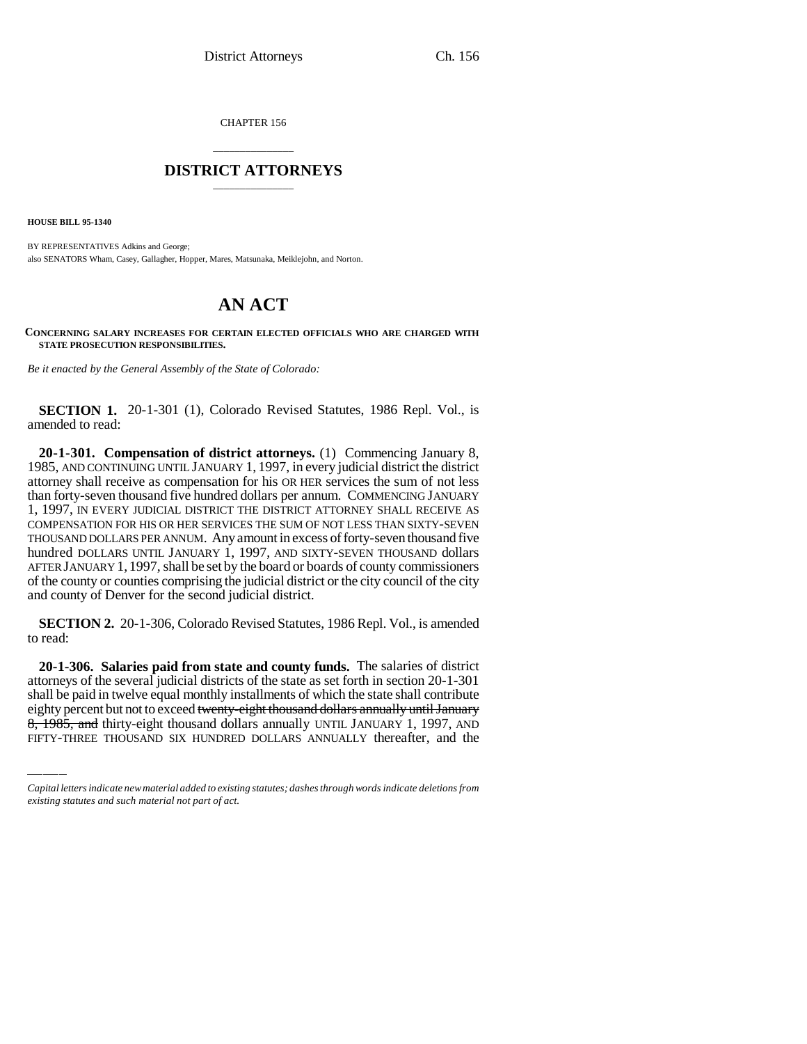CHAPTER 156

# DISTRICT ATTORNEYS

**HOUSE BILL 95-1340**

BY REPRESENTATIVES Adkins and George;
also SENATORS Wham, Casey, Gallagher, Hopper, Mares, Matsunaka, Meiklejohn, and Norton.

# AN ACT

**CONCERNING SALARY INCREASES FOR CERTAIN ELECTED OFFICIALS WHO ARE CHARGED WITH STATE PROSECUTION RESPONSIBILITIES.**

*Be it enacted by the General Assembly of the State of Colorado:*

**SECTION 1.** 20-1-301 (1), Colorado Revised Statutes, 1986 Repl. Vol., is amended to read:

**20-1-301. Compensation of district attorneys.** (1) Commencing January 8, 1985, AND CONTINUING UNTIL JANUARY 1, 1997, in every judicial district the district attorney shall receive as compensation for his OR HER services the sum of not less than forty-seven thousand five hundred dollars per annum. COMMENCING JANUARY 1, 1997, IN EVERY JUDICIAL DISTRICT THE DISTRICT ATTORNEY SHALL RECEIVE AS COMPENSATION FOR HIS OR HER SERVICES THE SUM OF NOT LESS THAN SIXTY-SEVEN THOUSAND DOLLARS PER ANNUM. Any amount in excess of forty-seven thousand five hundred DOLLARS UNTIL JANUARY 1, 1997, AND SIXTY-SEVEN THOUSAND dollars AFTER JANUARY 1, 1997, shall be set by the board or boards of county commissioners of the county or counties comprising the judicial district or the city council of the city and county of Denver for the second judicial district.

**SECTION 2.** 20-1-306, Colorado Revised Statutes, 1986 Repl. Vol., is amended to read:

**20-1-306. Salaries paid from state and county funds.** The salaries of district attorneys of the several judicial districts of the state as set forth in section 20-1-301 shall be paid in twelve equal monthly installments of which the state shall contribute eighty percent but not to exceed ~~twenty-eight thousand dollars annually until January 8, 1985, and~~ thirty-eight thousand dollars annually UNTIL JANUARY 1, 1997, AND FIFTY-THREE THOUSAND SIX HUNDRED DOLLARS ANNUALLY thereafter, and the

*Capital letters indicate new material added to existing statutes; dashes through words indicate deletions from existing statutes and such material not part of act.*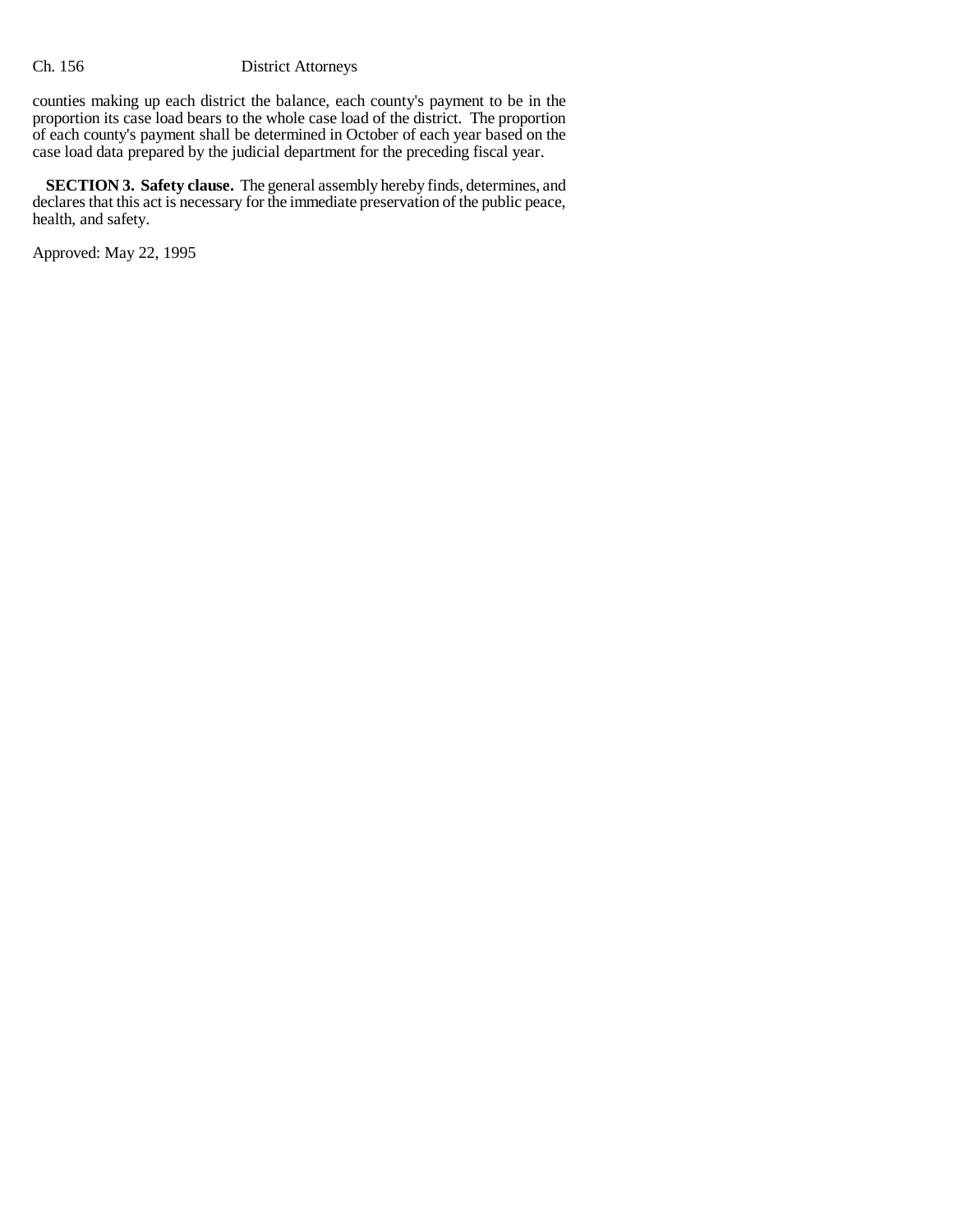counties making up each district the balance, each county's payment to be in the proportion its case load bears to the whole case load of the district. The proportion of each county's payment shall be determined in October of each year based on the case load data prepared by the judicial department for the preceding fiscal year.

**SECTION 3. Safety clause.** The general assembly hereby finds, determines, and declares that this act is necessary for the immediate preservation of the public peace, health, and safety.

Approved: May 22, 1995